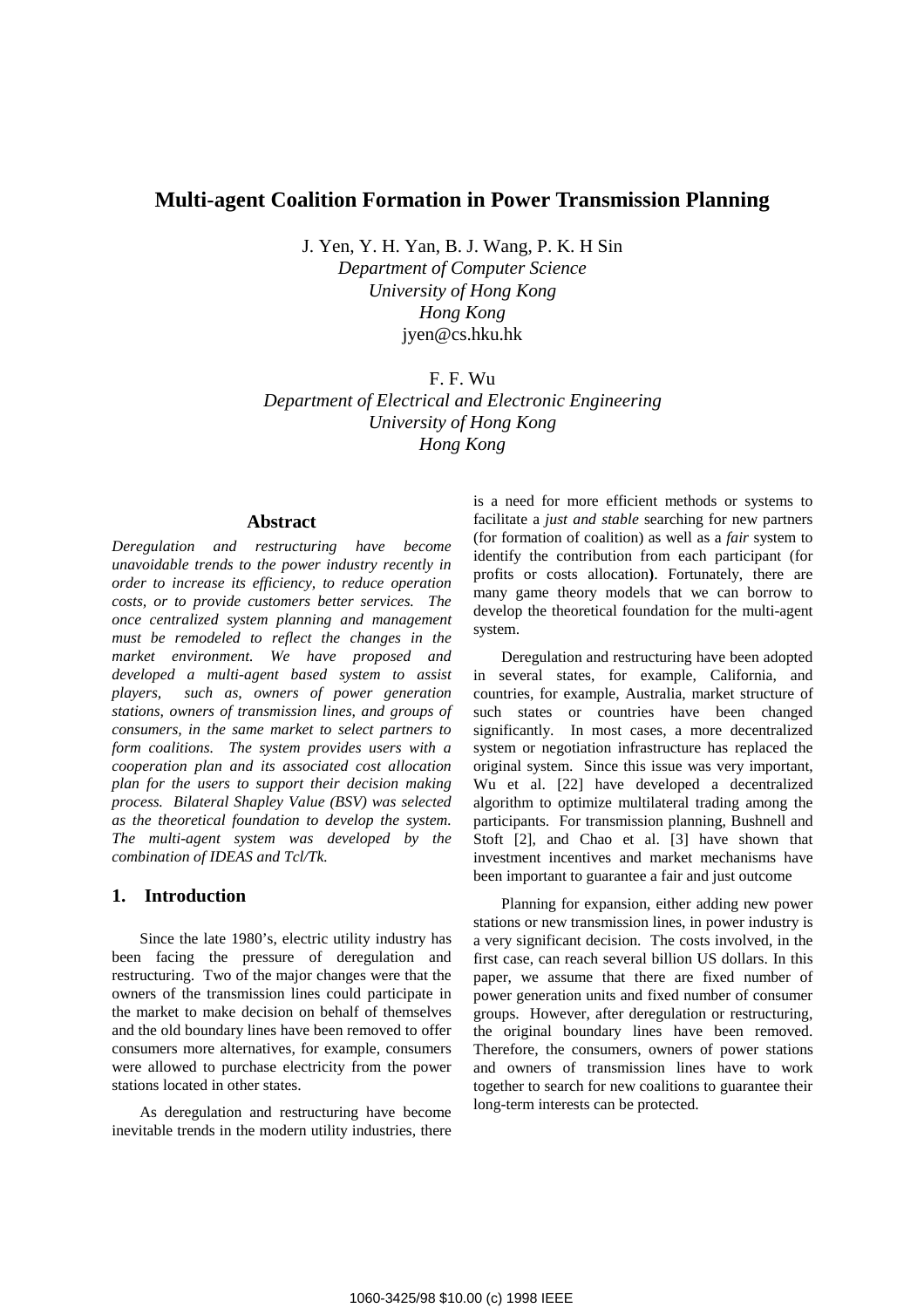# Multi-agent Coalition Formation in Power Transmission Planning

J. Yen, Y. H. Yan, B. J. Wang, P. K. H Sin
*Department of Computer Science*
*University of Hong Kong*
*Hong Kong*
jyen@cs.hku.hk

F. F. Wu
*Department of Electrical and Electronic Engineering*
*University of Hong Kong*
*Hong Kong*

## Abstract

*Deregulation and restructuring have become unavoidable trends to the power industry recently in order to increase its efficiency, to reduce operation costs, or to provide customers better services. The once centralized system planning and management must be remodeled to reflect the changes in the market environment. We have proposed and developed a multi-agent based system to assist players, such as, owners of power generation stations, owners of transmission lines, and groups of consumers, in the same market to select partners to form coalitions. The system provides users with a cooperation plan and its associated cost allocation plan for the users to support their decision making process. Bilateral Shapley Value (BSV) was selected as the theoretical foundation to develop the system. The multi-agent system was developed by the combination of IDEAS and Tcl/Tk.*

## 1. Introduction

Since the late 1980's, electric utility industry has been facing the pressure of deregulation and restructuring. Two of the major changes were that the owners of the transmission lines could participate in the market to make decision on behalf of themselves and the old boundary lines have been removed to offer consumers more alternatives, for example, consumers were allowed to purchase electricity from the power stations located in other states.

As deregulation and restructuring have become inevitable trends in the modern utility industries, there is a need for more efficient methods or systems to facilitate a *just and stable* searching for new partners (for formation of coalition) as well as a *fair* system to identify the contribution from each participant (for profits or costs allocation**)**. Fortunately, there are many game theory models that we can borrow to develop the theoretical foundation for the multi-agent system.

Deregulation and restructuring have been adopted in several states, for example, California, and countries, for example, Australia, market structure of such states or countries have been changed significantly. In most cases, a more decentralized system or negotiation infrastructure has replaced the original system. Since this issue was very important, Wu et al. [22] have developed a decentralized algorithm to optimize multilateral trading among the participants. For transmission planning, Bushnell and Stoft [2], and Chao et al. [3] have shown that investment incentives and market mechanisms have been important to guarantee a fair and just outcome

Planning for expansion, either adding new power stations or new transmission lines, in power industry is a very significant decision. The costs involved, in the first case, can reach several billion US dollars. In this paper, we assume that there are fixed number of power generation units and fixed number of consumer groups. However, after deregulation or restructuring, the original boundary lines have been removed. Therefore, the consumers, owners of power stations and owners of transmission lines have to work together to search for new coalitions to guarantee their long-term interests can be protected.

1060-3425/98 $10.00 (c) 1998 IEEE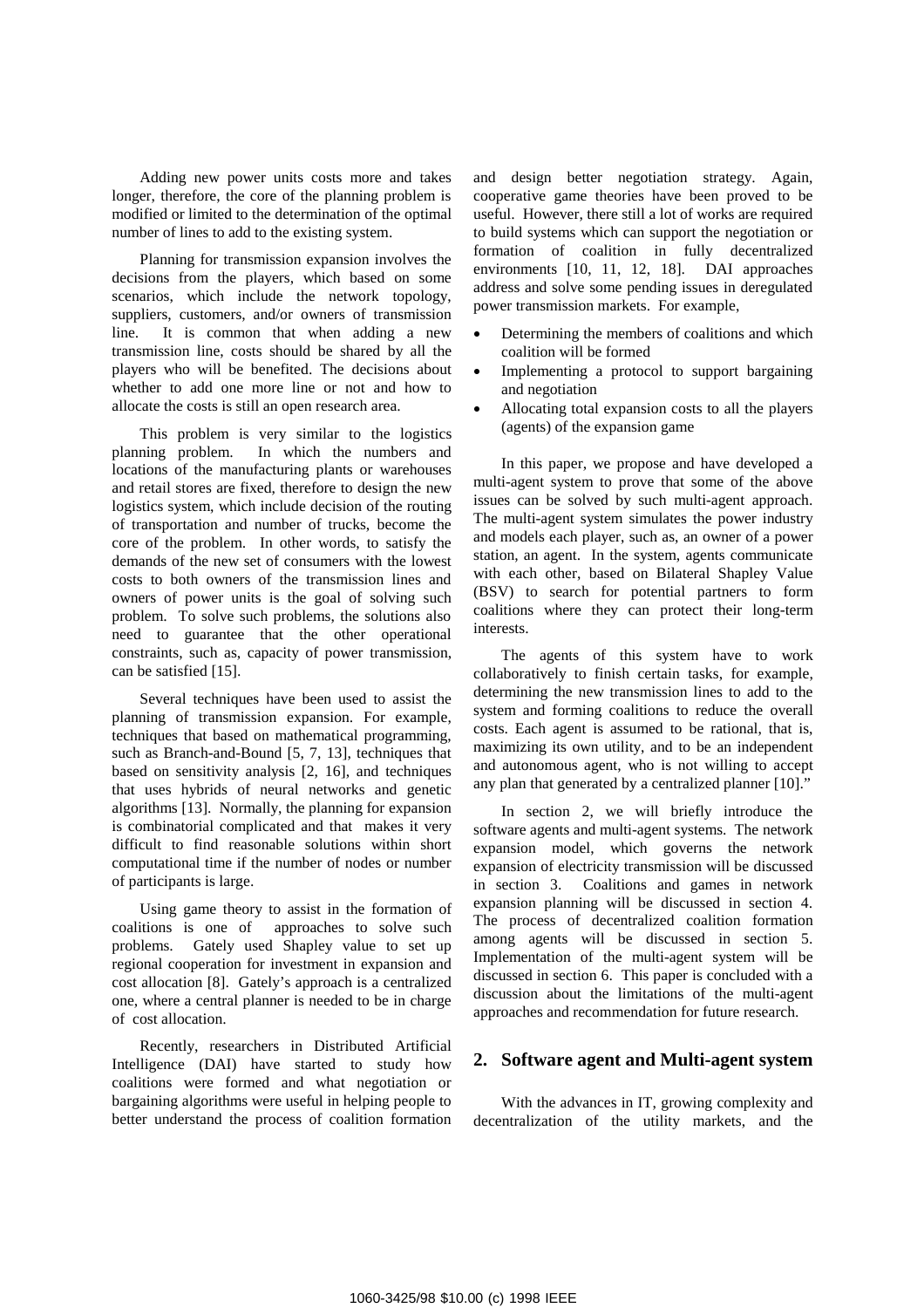Adding new power units costs more and takes longer, therefore, the core of the planning problem is modified or limited to the determination of the optimal number of lines to add to the existing system.

Planning for transmission expansion involves the decisions from the players, which based on some scenarios, which include the network topology, suppliers, customers, and/or owners of transmission line. It is common that when adding a new transmission line, costs should be shared by all the players who will be benefited. The decisions about whether to add one more line or not and how to allocate the costs is still an open research area.

This problem is very similar to the logistics planning problem. In which the numbers and locations of the manufacturing plants or warehouses and retail stores are fixed, therefore to design the new logistics system, which include decision of the routing of transportation and number of trucks, become the core of the problem. In other words, to satisfy the demands of the new set of consumers with the lowest costs to both owners of the transmission lines and owners of power units is the goal of solving such problem. To solve such problems, the solutions also need to guarantee that the other operational constraints, such as, capacity of power transmission, can be satisfied [15].

Several techniques have been used to assist the planning of transmission expansion. For example, techniques that based on mathematical programming, such as Branch-and-Bound [5, 7, 13], techniques that based on sensitivity analysis [2, 16], and techniques that uses hybrids of neural networks and genetic algorithms [13]. Normally, the planning for expansion is combinatorial complicated and that makes it very difficult to find reasonable solutions within short computational time if the number of nodes or number of participants is large.

Using game theory to assist in the formation of coalitions is one of approaches to solve such problems. Gately used Shapley value to set up regional cooperation for investment in expansion and cost allocation [8]. Gately's approach is a centralized one, where a central planner is needed to be in charge of cost allocation.

Recently, researchers in Distributed Artificial Intelligence (DAI) have started to study how coalitions were formed and what negotiation or bargaining algorithms were useful in helping people to better understand the process of coalition formation and design better negotiation strategy. Again, cooperative game theories have been proved to be useful. However, there still a lot of works are required to build systems which can support the negotiation or formation of coalition in fully decentralized environments [10, 11, 12, 18]. DAI approaches address and solve some pending issues in deregulated power transmission markets. For example,

- Determining the members of coalitions and which coalition will be formed
- Implementing a protocol to support bargaining and negotiation
- Allocating total expansion costs to all the players (agents) of the expansion game

In this paper, we propose and have developed a multi-agent system to prove that some of the above issues can be solved by such multi-agent approach. The multi-agent system simulates the power industry and models each player, such as, an owner of a power station, an agent. In the system, agents communicate with each other, based on Bilateral Shapley Value (BSV) to search for potential partners to form coalitions where they can protect their long-term interests.

The agents of this system have to work collaboratively to finish certain tasks, for example, determining the new transmission lines to add to the system and forming coalitions to reduce the overall costs. Each agent is assumed to be rational, that is, maximizing its own utility, and to be an independent and autonomous agent, who is not willing to accept any plan that generated by a centralized planner [10]."

In section 2, we will briefly introduce the software agents and multi-agent systems. The network expansion model, which governs the network expansion of electricity transmission will be discussed in section 3. Coalitions and games in network expansion planning will be discussed in section 4. The process of decentralized coalition formation among agents will be discussed in section 5. Implementation of the multi-agent system will be discussed in section 6. This paper is concluded with a discussion about the limitations of the multi-agent approaches and recommendation for future research.

## 2. Software agent and Multi-agent system

With the advances in IT, growing complexity and decentralization of the utility markets, and the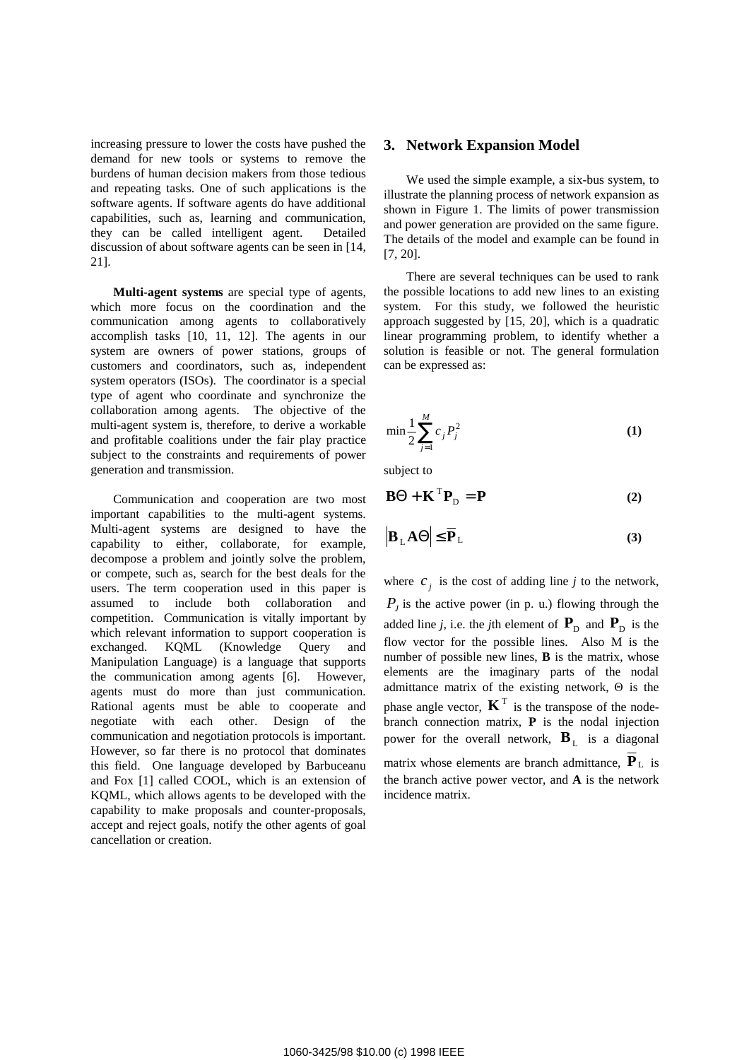increasing pressure to lower the costs have pushed the demand for new tools or systems to remove the burdens of human decision makers from those tedious and repeating tasks. One of such applications is the software agents. If software agents do have additional capabilities, such as, learning and communication, they can be called intelligent agent. Detailed discussion of about software agents can be seen in [14, 21].

**Multi-agent systems** are special type of agents, which more focus on the coordination and the communication among agents to collaboratively accomplish tasks [10, 11, 12]. The agents in our system are owners of power stations, groups of customers and coordinators, such as, independent system operators (ISOs). The coordinator is a special type of agent who coordinate and synchronize the collaboration among agents. The objective of the multi-agent system is, therefore, to derive a workable and profitable coalitions under the fair play practice subject to the constraints and requirements of power generation and transmission.

Communication and cooperation are two most important capabilities to the multi-agent systems. Multi-agent systems are designed to have the capability to either, collaborate, for example, decompose a problem and jointly solve the problem, or compete, such as, search for the best deals for the users. The term cooperation used in this paper is assumed to include both collaboration and competition. Communication is vitally important by which relevant information to support cooperation is exchanged. KQML (Knowledge Query and Manipulation Language) is a language that supports the communication among agents [6]. However, agents must do more than just communication. Rational agents must be able to cooperate and negotiate with each other. Design of the communication and negotiation protocols is important. However, so far there is no protocol that dominates this field. One language developed by Barbuceanu and Fox [1] called COOL, which is an extension of KQML, which allows agents to be developed with the capability to make proposals and counter-proposals, accept and reject goals, notify the other agents of goal cancellation or creation.

## 3. Network Expansion Model

We used the simple example, a six-bus system, to illustrate the planning process of network expansion as shown in Figure 1. The limits of power transmission and power generation are provided on the same figure. The details of the model and example can be found in [7, 20].

There are several techniques can be used to rank the possible locations to add new lines to an existing system. For this study, we followed the heuristic approach suggested by [15, 20], which is a quadratic linear programming problem, to identify whether a solution is feasible or not. The general formulation can be expressed as:

$$\min \frac{1}{2} \sum_{j=1}^{M} c_j P_j^2 \qquad \textbf{(1)}$$

subject to

$$\mathbf{B}\Theta + \mathbf{K}^{\mathrm{T}} \mathbf{P}_{\mathrm{D}} = \mathbf{P} \qquad \textbf{(2)}$$

$$\left| \mathbf{B}_{\mathrm{L}} \mathbf{A} \Theta \right| \leq \overline{\mathbf{P}}_{\mathrm{L}} \qquad \textbf{(3)}$$

where $c_j$ is the cost of adding line *j* to the network, $P_J$ is the active power (in p. u.) flowing through the added line *j*, i.e. the *j*th element of $\mathbf{P}_{\mathrm{D}}$ and $\mathbf{P}_{\mathrm{D}}$ is the flow vector for the possible lines. Also M is the number of possible new lines, **B** is the matrix, whose elements are the imaginary parts of the nodal admittance matrix of the existing network, $\Theta$ is the phase angle vector, $\mathbf{K}^{\mathrm{T}}$ is the transpose of the node-branch connection matrix, **P** is the nodal injection power for the overall network, $\mathbf{B}_{\mathrm{L}}$ is a diagonal matrix whose elements are branch admittance, $\overline{\mathbf{P}}_{\mathrm{L}}$ is the branch active power vector, and **A** is the network incidence matrix.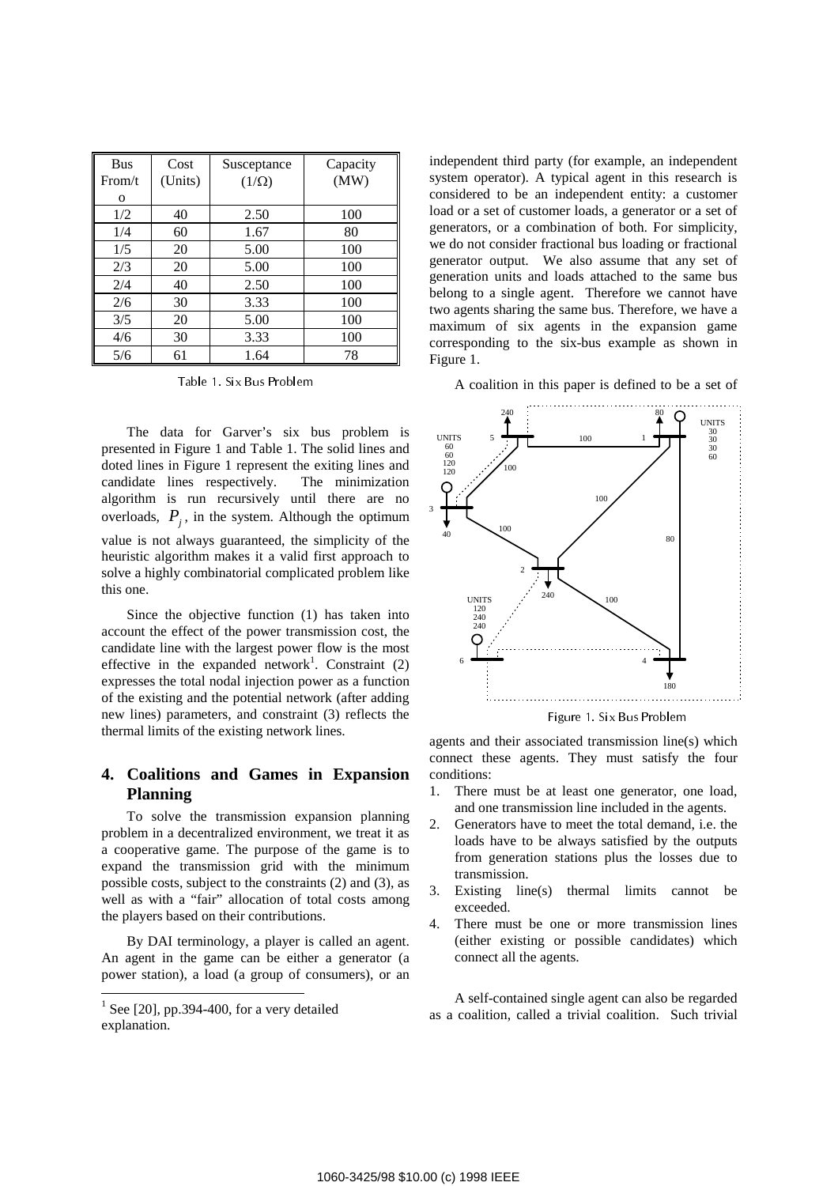| Bus From/to | Cost (Units) | Susceptance (1/Ω) | Capacity (MW) |
|---|---|---|---|
| 1/2 | 40 | 2.50 | 100 |
| 1/4 | 60 | 1.67 | 80 |
| 1/5 | 20 | 5.00 | 100 |
| 2/3 | 20 | 5.00 | 100 |
| 2/4 | 40 | 2.50 | 100 |
| 2/6 | 30 | 3.33 | 100 |
| 3/5 | 20 | 5.00 | 100 |
| 4/6 | 30 | 3.33 | 100 |
| 5/6 | 61 | 1.64 | 78 |

Table 1. Six Bus Problem

The data for Garver's six bus problem is presented in Figure 1 and Table 1. The solid lines and doted lines in Figure 1 represent the exiting lines and candidate lines respectively. The minimization algorithm is run recursively until there are no overloads, $P_j$, in the system. Although the optimum value is not always guaranteed, the simplicity of the heuristic algorithm makes it a valid first approach to solve a highly combinatorial complicated problem like this one.

Since the objective function (1) has taken into account the effect of the power transmission cost, the candidate line with the largest power flow is the most effective in the expanded network[1]. Constraint (2) expresses the total nodal injection power as a function of the existing and the potential network (after adding new lines) parameters, and constraint (3) reflects the thermal limits of the existing network lines.

## 4. Coalitions and Games in Expansion Planning

To solve the transmission expansion planning problem in a decentralized environment, we treat it as a cooperative game. The purpose of the game is to expand the transmission grid with the minimum possible costs, subject to the constraints (2) and (3), as well as with a "fair" allocation of total costs among the players based on their contributions.

By DAI terminology, a player is called an agent. An agent in the game can be either a generator (a power station), a load (a group of consumers), or an independent third party (for example, an independent system operator). A typical agent in this research is considered to be an independent entity: a customer load or a set of customer loads, a generator or a set of generators, or a combination of both. For simplicity, we do not consider fractional bus loading or fractional generator output. We also assume that any set of generation units and loads attached to the same bus belong to a single agent. Therefore we cannot have two agents sharing the same bus. Therefore, we have a maximum of six agents in the expansion game corresponding to the six-bus example as shown in Figure 1.

A coalition in this paper is defined to be a set of agents and their associated transmission line(s) which connect these agents. They must satisfy the four conditions:

1. There must be at least one generator, one load, and one transmission line included in the agents.
2. Generators have to meet the total demand, i.e. the loads have to be always satisfied by the outputs from generation stations plus the losses due to transmission.
3. Existing line(s) thermal limits cannot be exceeded.
4. There must be one or more transmission lines (either existing or possible candidates) which connect all the agents.

Figure 1. Six Bus Problem

A self-contained single agent can also be regarded as a coalition, called a trivial coalition. Such trivial

[1] See [20], pp.394-400, for a very detailed explanation.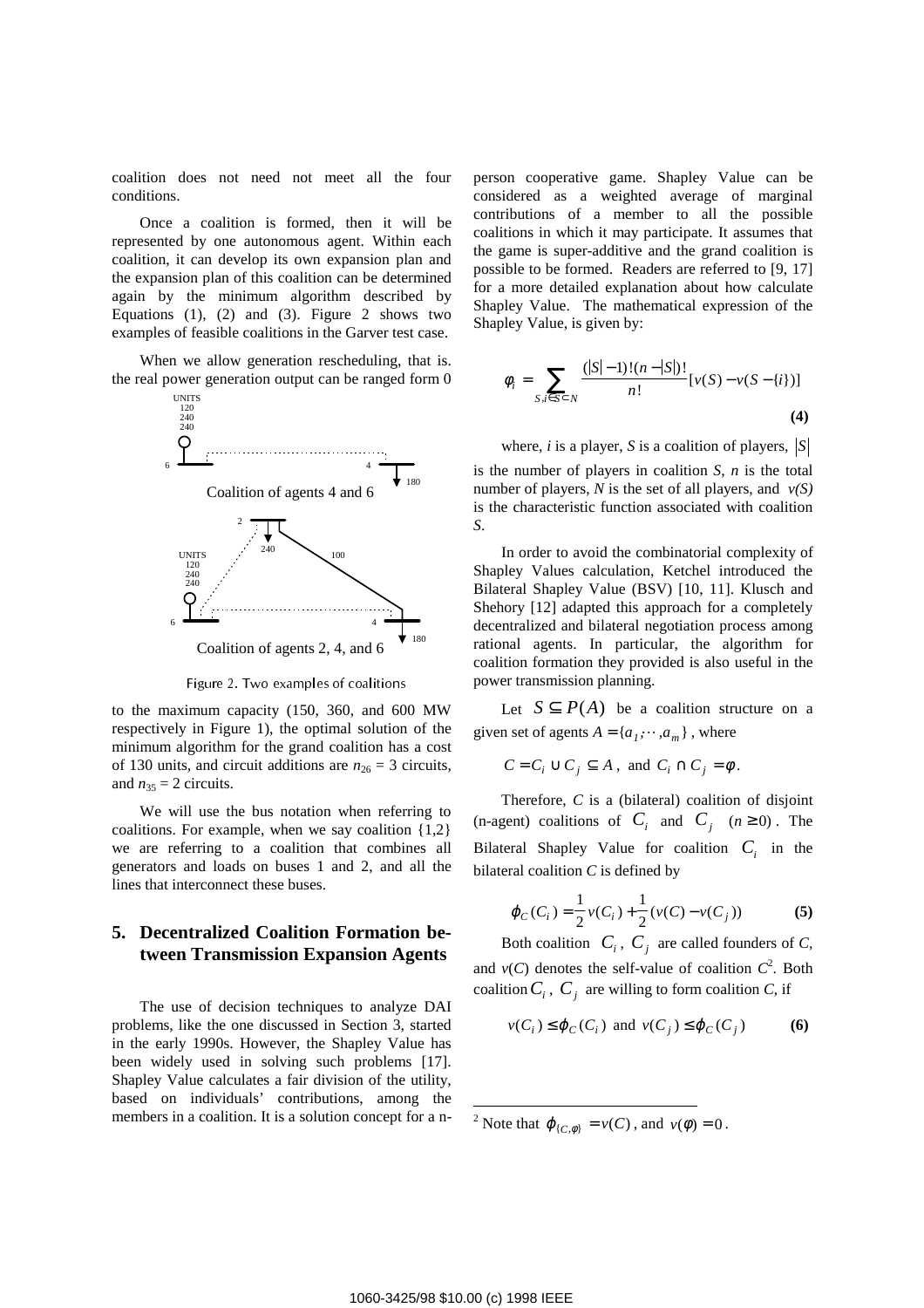coalition does not need not meet all the four conditions.

Once a coalition is formed, then it will be represented by one autonomous agent. Within each coalition, it can develop its own expansion plan and the expansion plan of this coalition can be determined again by the minimum algorithm described by Equations (1), (2) and (3). Figure 2 shows two examples of feasible coalitions in the Garver test case.

When we allow generation rescheduling, that is. the real power generation output can be ranged form 0 to the maximum capacity (150, 360, and 600 MW respectively in Figure 1), the optimal solution of the minimum algorithm for the grand coalition has a cost of 130 units, and circuit additions are $n_{26} = 3$ circuits, and $n_{35} = 2$ circuits.

Coalition of agents 4 and 6

Coalition of agents 2, 4, and 6

Figure 2. Two examples of coalitions

We will use the bus notation when referring to coalitions. For example, when we say coalition {1,2} we are referring to a coalition that combines all generators and loads on buses 1 and 2, and all the lines that interconnect these buses.

## 5. Decentralized Coalition Formation between Transmission Expansion Agents

The use of decision techniques to analyze DAI problems, like the one discussed in Section 3, started in the early 1990s. However, the Shapley Value has been widely used in solving such problems [17]. Shapley Value calculates a fair division of the utility, based on individuals' contributions, among the members in a coalition. It is a solution concept for a n-person cooperative game. Shapley Value can be considered as a weighted average of marginal contributions of a member to all the possible coalitions in which it may participate. It assumes that the game is super-additive and the grand coalition is possible to be formed. Readers are referred to [9, 17] for a more detailed explanation about how calculate Shapley Value. The mathematical expression of the Shapley Value, is given by:

$$\phi_i = \sum_{S, i \in S \subset N} \frac{(|S|-1)!(n-|S|)!}{n!}[v(S) - v(S - \{i\})] \tag{4}$$

where, *i* is a player, *S* is a coalition of players, $|S|$ is the number of players in coalition *S*, *n* is the total number of players, *N* is the set of all players, and $v(S)$ is the characteristic function associated with coalition *S*.

In order to avoid the combinatorial complexity of Shapley Values calculation, Ketchel introduced the Bilateral Shapley Value (BSV) [10, 11]. Klusch and Shehory [12] adapted this approach for a completely decentralized and bilateral negotiation process among rational agents. In particular, the algorithm for coalition formation they provided is also useful in the power transmission planning.

Let $S \subseteq P(A)$ be a coalition structure on a given set of agents $A = \{a_1, \cdots, a_m\}$, where

$$C = C_i \cup C_j \subseteq A, \text{ and } C_i \cap C_j = \phi.$$

Therefore, *C* is a (bilateral) coalition of disjoint (n-agent) coalitions of $C_i$ and $C_j$ $(n \geq 0)$. The Bilateral Shapley Value for coalition $C_i$ in the bilateral coalition *C* is defined by

$$\varphi_C(C_i) = \frac{1}{2}v(C_i) + \frac{1}{2}(v(C) - v(C_j)) \tag{5}$$

Both coalition $C_i$, $C_j$ are called founders of *C*, and $v(C)$ denotes the self-value of coalition $C$[2]. Both coalition $C_i$, $C_j$ are willing to form coalition *C*, if

$$v(C_i) \leq \varphi_C(C_i) \text{ and } v(C_j) \leq \varphi_C(C_j) \tag{6}$$

[2] Note that $\varphi_{\{C,\phi\}} = v(C)$, and $v(\phi) = 0$.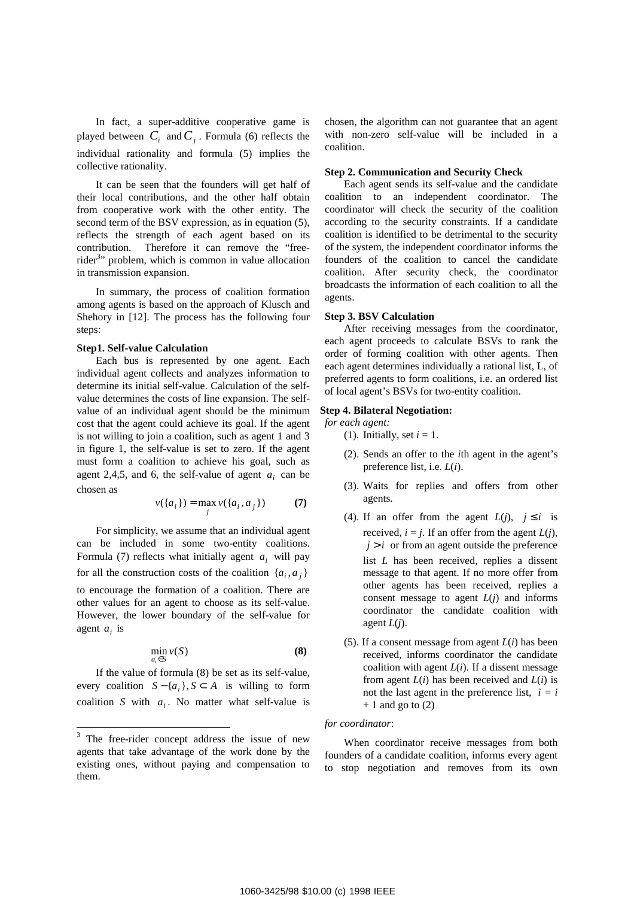In fact, a super-additive cooperative game is played between $C_i$ and $C_j$. Formula (6) reflects the individual rationality and formula (5) implies the collective rationality.

It can be seen that the founders will get half of their local contributions, and the other half obtain from cooperative work with the other entity. The second term of the BSV expression, as in equation (5), reflects the strength of each agent based on its contribution. Therefore it can remove the "free-rider[3]" problem, which is common in value allocation in transmission expansion.

In summary, the process of coalition formation among agents is based on the approach of Klusch and Shehory in [12]. The process has the following four steps:

**Step1. Self-value Calculation**

Each bus is represented by one agent. Each individual agent collects and analyzes information to determine its initial self-value. Calculation of the self-value determines the costs of line expansion. The self-value of an individual agent should be the minimum cost that the agent could achieve its goal. If the agent is not willing to join a coalition, such as agent 1 and 3 in figure 1, the self-value is set to zero. If the agent must form a coalition to achieve his goal, such as agent 2,4,5, and 6, the self-value of agent $a_i$ can be chosen as

$$v(\{a_i\}) = \max_j v(\{a_i, a_j\}) \qquad \textbf{(7)}$$

For simplicity, we assume that an individual agent can be included in some two-entity coalitions. Formula (7) reflects what initially agent $a_i$ will pay for all the construction costs of the coalition $\{a_i, a_j\}$ to encourage the formation of a coalition. There are other values for an agent to choose as its self-value. However, the lower boundary of the self-value for agent $a_i$ is

$$\min_{a_i \in S} v(S) \qquad \textbf{(8)}$$

If the value of formula (8) be set as its self-value, every coalition $S - \{a_i\}, S \subset A$ is willing to form coalition $S$ with $a_i$. No matter what self-value is chosen, the algorithm can not guarantee that an agent with non-zero self-value will be included in a coalition.

**Step 2. Communication and Security Check**

Each agent sends its self-value and the candidate coalition to an independent coordinator. The coordinator will check the security of the coalition according to the security constraints. If a candidate coalition is identified to be detrimental to the security of the system, the independent coordinator informs the founders of the coalition to cancel the candidate coalition. After security check, the coordinator broadcasts the information of each coalition to all the agents.

**Step 3. BSV Calculation**

After receiving messages from the coordinator, each agent proceeds to calculate BSVs to rank the order of forming coalition with other agents. Then each agent determines individually a rational list, L, of preferred agents to form coalitions, i.e. an ordered list of local agent's BSVs for two-entity coalition.

**Step 4. Bilateral Negotiation:**

*for each agent:*

(1). Initially, set $i = 1$.

(2). Sends an offer to the $i$th agent in the agent's preference list, i.e. $L(i)$.

(3). Waits for replies and offers from other agents.

(4). If an offer from the agent $L(j)$, $j \le i$ is received, $i = j$. If an offer from the agent $L(j)$, $j > i$ or from an agent outside the preference list $L$ has been received, replies a dissent message to that agent. If no more offer from other agents has been received, replies a consent message to agent $L(j)$ and informs coordinator the candidate coalition with agent $L(j)$.

(5). If a consent message from agent $L(i)$ has been received, informs coordinator the candidate coalition with agent $L(i)$. If a dissent message from agent $L(i)$ has been received and $L(i)$ is not the last agent in the preference list, $i = i + 1$ and go to (2)

*for coordinator*:

When coordinator receive messages from both founders of a candidate coalition, informs every agent to stop negotiation and removes from its own

---

[3] The free-rider concept address the issue of new agents that take advantage of the work done by the existing ones, without paying and compensation to them.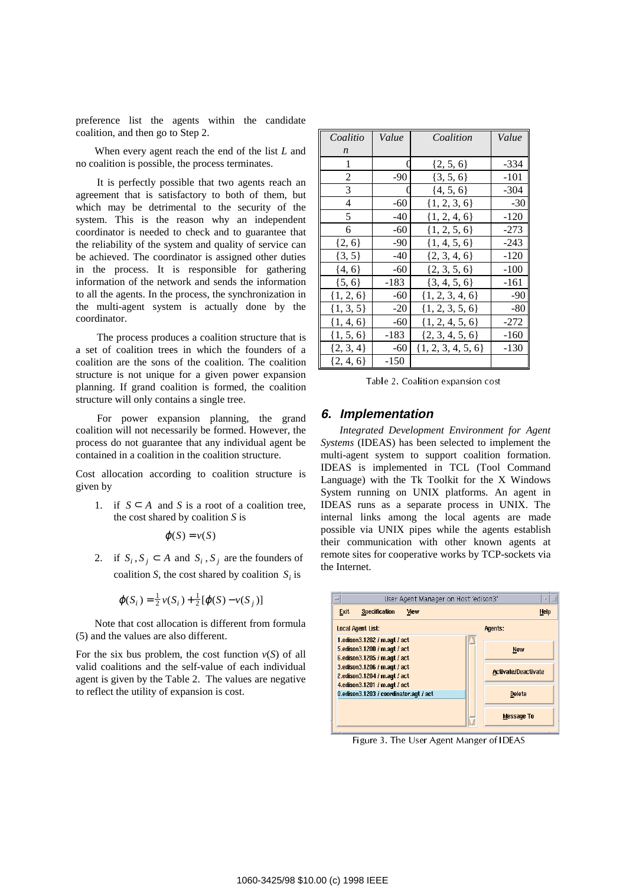preference list the agents within the candidate coalition, and then go to Step 2.

When every agent reach the end of the list $L$ and no coalition is possible, the process terminates.

It is perfectly possible that two agents reach an agreement that is satisfactory to both of them, but which may be detrimental to the security of the system. This is the reason why an independent coordinator is needed to check and to guarantee that the reliability of the system and quality of service can be achieved. The coordinator is assigned other duties in the process. It is responsible for gathering information of the network and sends the information to all the agents. In the process, the synchronization in the multi-agent system is actually done by the coordinator.

The process produces a coalition structure that is a set of coalition trees in which the founders of a coalition are the sons of the coalition. The coalition structure is not unique for a given power expansion planning. If grand coalition is formed, the coalition structure will only contains a single tree.

For power expansion planning, the grand coalition will not necessarily be formed. However, the process do not guarantee that any individual agent be contained in a coalition in the coalition structure.

Cost allocation according to coalition structure is given by

1. if $S \subset A$ and $S$ is a root of a coalition tree, the cost shared by coalition $S$ is

$$\varphi(S) = v(S)$$

2. if $S_i, S_j \subset A$ and $S_i, S_j$ are the founders of coalition $S$, the cost shared by coalition $S_i$ is

$$\varphi(S_i) = \tfrac{1}{2} v(S_i) + \tfrac{1}{2}[\varphi(S) - v(S_j)]$$

Note that cost allocation is different from formula (5) and the values are also different.

For the six bus problem, the cost function $v(S)$ of all valid coalitions and the self-value of each individual agent is given by the Table 2. The values are negative to reflect the utility of expansion is cost.

| *Coalition* | *Value* | *Coalition* | *Value* |
|---|---|---|---|
| 1 | 0 | {2, 5, 6} | -334 |
| 2 | -90 | {3, 5, 6} | -101 |
| 3 | 0 | {4, 5, 6} | -304 |
| 4 | -60 | {1, 2, 3, 6} | -30 |
| 5 | -40 | {1, 2, 4, 6} | -120 |
| 6 | -60 | {1, 2, 5, 6} | -273 |
| {2, 6} | -90 | {1, 4, 5, 6} | -243 |
| {3, 5} | -40 | {2, 3, 4, 6} | -120 |
| {4, 6} | -60 | {2, 3, 5, 6} | -100 |
| {5, 6} | -183 | {3, 4, 5, 6} | -161 |
| {1, 2, 6} | -60 | {1, 2, 3, 4, 6} | -90 |
| {1, 3, 5} | -20 | {1, 2, 3, 5, 6} | -80 |
| {1, 4, 6} | -60 | {1, 2, 4, 5, 6} | -272 |
| {1, 5, 6} | -183 | {2, 3, 4, 5, 6} | -160 |
| {2, 3, 4} | -60 | {1, 2, 3, 4, 5, 6} | -130 |
| {2, 4, 6} | -150 | | |

Table 2. Coalition expansion cost

## 6. Implementation

*Integrated Development Environment for Agent Systems* (IDEAS) has been selected to implement the multi-agent system to support coalition formation. IDEAS is implemented in TCL (Tool Command Language) with the Tk Toolkit for the X Windows System running on UNIX platforms. An agent in IDEAS runs as a separate process in UNIX. The internal links among the local agents are made possible via UNIX pipes while the agents establish their communication with other known agents at remote sites for cooperative works by TCP-sockets via the Internet.

Figure 3. The User Agent Manger of IDEAS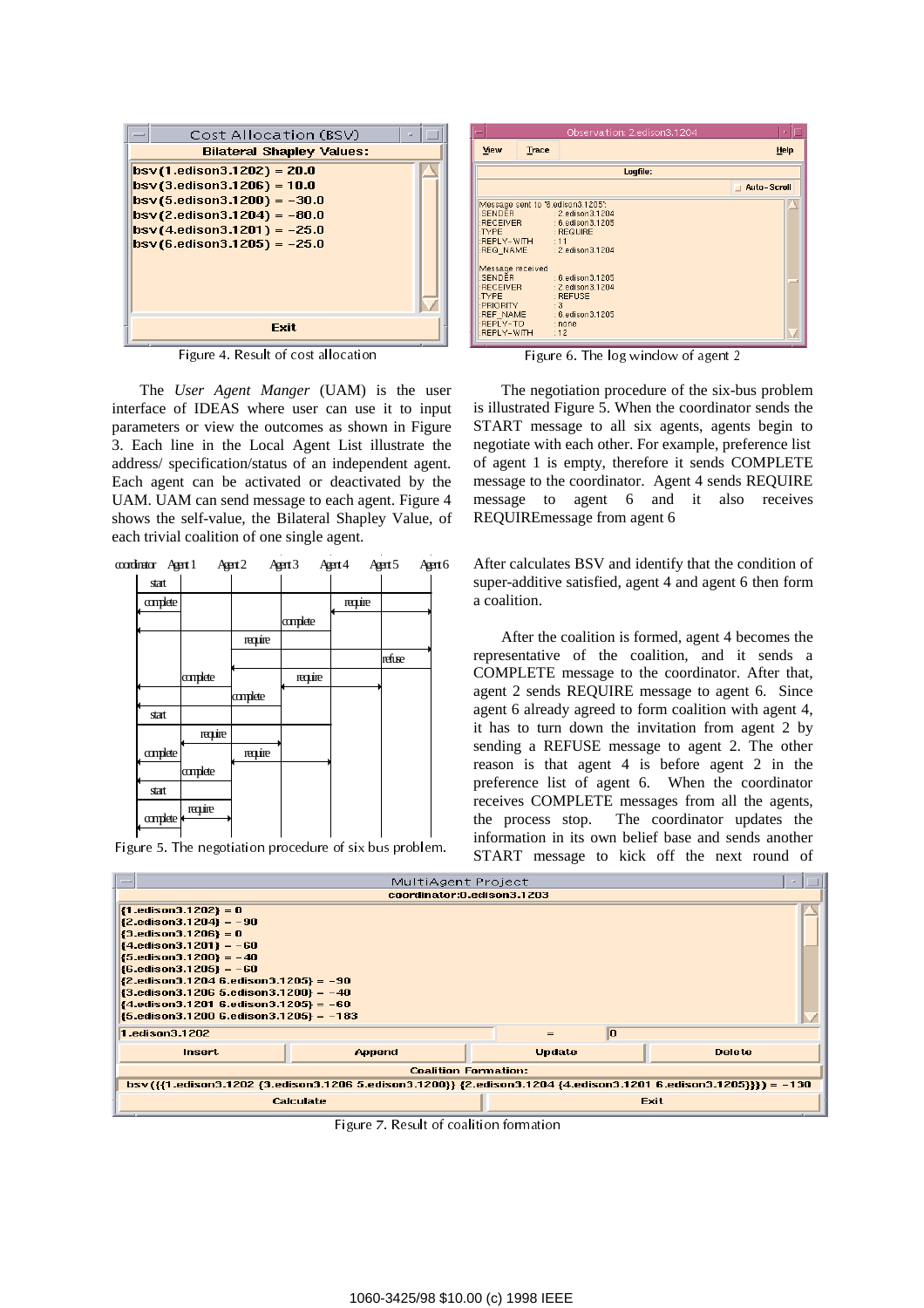Figure 4. Result of cost allocation

Figure 6. The log window of agent 2

The *User Agent Manger* (UAM) is the user interface of IDEAS where user can use it to input parameters or view the outcomes as shown in Figure 3. Each line in the Local Agent List illustrate the address/ specification/status of an independent agent. Each agent can be activated or deactivated by the UAM. UAM can send message to each agent. Figure 4 shows the self-value, the Bilateral Shapley Value, of each trivial coalition of one single agent.

Figure 5. The negotiation procedure of six bus problem.

The negotiation procedure of the six-bus problem is illustrated Figure 5. When the coordinator sends the START message to all six agents, agents begin to negotiate with each other. For example, preference list of agent 1 is empty, therefore it sends COMPLETE message to the coordinator. Agent 4 sends REQUIRE message to agent 6 and it also receives REQUIREmessage from agent 6

After calculates BSV and identify that the condition of super-additive satisfied, agent 4 and agent 6 then form a coalition.

After the coalition is formed, agent 4 becomes the representative of the coalition, and it sends a COMPLETE message to the coordinator. After that, agent 2 sends REQUIRE message to agent 6. Since agent 6 already agreed to form coalition with agent 4, it has to turn down the invitation from agent 2 by sending a REFUSE message to agent 2. The other reason is that agent 4 is before agent 2 in the preference list of agent 6. When the coordinator receives COMPLETE messages from all the agents, the process stop. The coordinator updates the information in its own belief base and sends another START message to kick off the next round of

Figure 7. Result of coalition formation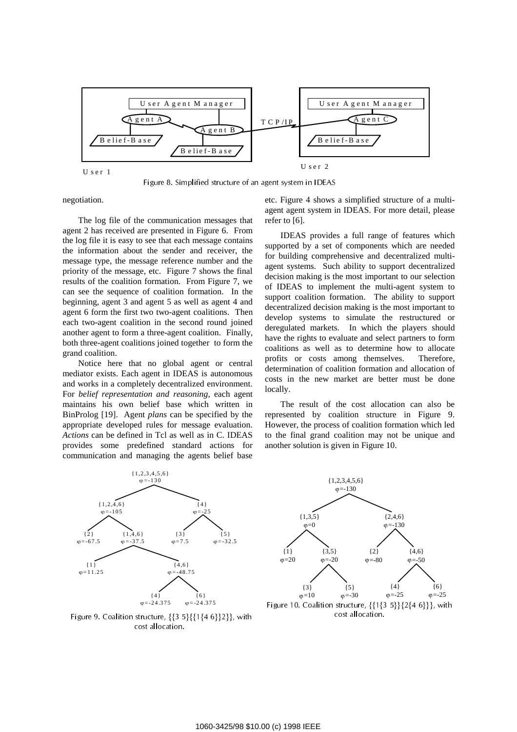User Agent Manager

Agent A

Agent B

Belief-Base

Belief-Base

TCP/IP

User Agent Manager

Agent C

Belief-Base

User 1

User 2

Figure 8. Simplified structure of an agent system in IDEAS

negotiation.

The log file of the communication messages that agent 2 has received are presented in Figure 6. From the log file it is easy to see that each message contains the information about the sender and receiver, the message type, the message reference number and the priority of the message, etc. Figure 7 shows the final results of the coalition formation. From Figure 7, we can see the sequence of coalition formation. In the beginning, agent 3 and agent 5 as well as agent 4 and agent 6 form the first two two-agent coalitions. Then each two-agent coalition in the second round joined another agent to form a three-agent coalition. Finally, both three-agent coalitions joined together to form the grand coalition.

Notice here that no global agent or central mediator exists. Each agent in IDEAS is autonomous and works in a completely decentralized environment. For *belief representation and reasoning*, each agent maintains his own belief base which written in BinProlog [19]. Agent *plans* can be specified by the appropriate developed rules for message evaluation. *Actions* can be defined in Tcl as well as in C. IDEAS provides some predefined standard actions for communication and managing the agents belief base etc. Figure 4 shows a simplified structure of a multi-agent agent system in IDEAS. For more detail, please refer to [6].

IDEAS provides a full range of features which supported by a set of components which are needed for building comprehensive and decentralized multi-agent systems. Such ability to support decentralized decision making is the most important to our selection of IDEAS to implement the multi-agent system to support coalition formation. The ability to support decentralized decision making is the most important to develop systems to simulate the restructured or deregulated markets. In which the players should have the rights to evaluate and select partners to form coalitions as well as to determine how to allocate profits or costs among themselves. Therefore, determination of coalition formation and allocation of costs in the new market are better must be done locally.

The result of the cost allocation can also be represented by coalition structure in Figure 9. However, the process of coalition formation which led to the final grand coalition may not be unique and another solution is given in Figure 10.

{1,2,3,4,5,6} $\varphi$=-130

{1,2,4,6} $\varphi$=-105 &nbsp;&nbsp; {4} $\varphi$=-25

{2} $\varphi$=-67.5 &nbsp;&nbsp; {1,4,6} $\varphi$=-37.5 &nbsp;&nbsp; {3} $\varphi$=7.5 &nbsp;&nbsp; {5} $\varphi$=-32.5

{1} $\varphi$=11.25 &nbsp;&nbsp; {4,6} $\varphi$=-48.75

{4} $\varphi$=-24.375 &nbsp;&nbsp; {6} $\varphi$=-24.375

Figure 9. Coalition structure, {{3 5}{{1{4 6}}2}}, with cost allocation.

{1,2,3,4,5,6} $\varphi$=-130

{1,3,5} $\varphi$=0 &nbsp;&nbsp; {2,4,6} $\varphi$=-130

{1} $\varphi$=20 &nbsp;&nbsp; {3,5} $\varphi$=-20 &nbsp;&nbsp; {2} $\varphi$=-80 &nbsp;&nbsp; {4,6} $\varphi$=-50

{3} $\varphi$=10 &nbsp;&nbsp; {5} $\varphi$=-30 &nbsp;&nbsp; {4} $\varphi$=-25 &nbsp;&nbsp; {6} $\varphi$=-25

Figure 10. Coalition structure, {{1{3 5}}{2{4 6}}}, with cost allocation.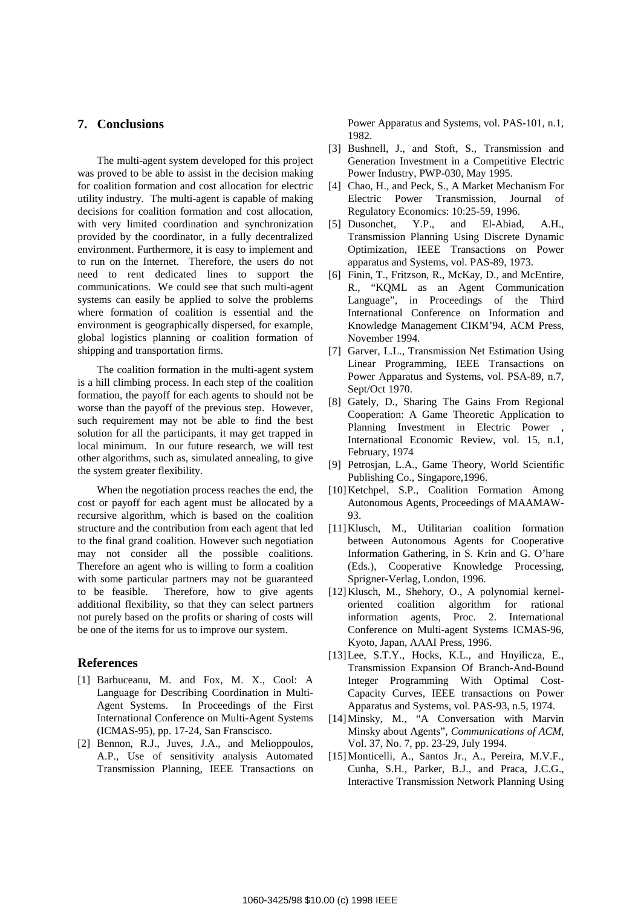## 7. Conclusions

The multi-agent system developed for this project was proved to be able to assist in the decision making for coalition formation and cost allocation for electric utility industry. The multi-agent is capable of making decisions for coalition formation and cost allocation, with very limited coordination and synchronization provided by the coordinator, in a fully decentralized environment. Furthermore, it is easy to implement and to run on the Internet. Therefore, the users do not need to rent dedicated lines to support the communications. We could see that such multi-agent systems can easily be applied to solve the problems where formation of coalition is essential and the environment is geographically dispersed, for example, global logistics planning or coalition formation of shipping and transportation firms.

The coalition formation in the multi-agent system is a hill climbing process. In each step of the coalition formation, the payoff for each agents to should not be worse than the payoff of the previous step. However, such requirement may not be able to find the best solution for all the participants, it may get trapped in local minimum. In our future research, we will test other algorithms, such as, simulated annealing, to give the system greater flexibility.

When the negotiation process reaches the end, the cost or payoff for each agent must be allocated by a recursive algorithm, which is based on the coalition structure and the contribution from each agent that led to the final grand coalition. However such negotiation may not consider all the possible coalitions. Therefore an agent who is willing to form a coalition with some particular partners may not be guaranteed to be feasible. Therefore, how to give agents additional flexibility, so that they can select partners not purely based on the profits or sharing of costs will be one of the items for us to improve our system.

## References

[1] Barbuceanu, M. and Fox, M. X., Cool: A Language for Describing Coordination in Multi-Agent Systems. In Proceedings of the First International Conference on Multi-Agent Systems (ICMAS-95), pp. 17-24, San Franscisco.

[2] Bennon, R.J., Juves, J.A., and Melioppoulos, A.P., Use of sensitivity analysis Automated Transmission Planning, IEEE Transactions on Power Apparatus and Systems, vol. PAS-101, n.1, 1982.

[3] Bushnell, J., and Stoft, S., Transmission and Generation Investment in a Competitive Electric Power Industry, PWP-030, May 1995.

[4] Chao, H., and Peck, S., A Market Mechanism For Electric Power Transmission, Journal of Regulatory Economics: 10:25-59, 1996.

[5] Dusonchet, Y.P., and El-Abiad, A.H., Transmission Planning Using Discrete Dynamic Optimization, IEEE Transactions on Power apparatus and Systems, vol. PAS-89, 1973.

[6] Finin, T., Fritzson, R., McKay, D., and McEntire, R., "KQML as an Agent Communication Language", in Proceedings of the Third International Conference on Information and Knowledge Management CIKM'94, ACM Press, November 1994.

[7] Garver, L.L., Transmission Net Estimation Using Linear Programming, IEEE Transactions on Power Apparatus and Systems, vol. PSA-89, n.7, Sept/Oct 1970.

[8] Gately, D., Sharing The Gains From Regional Cooperation: A Game Theoretic Application to Planning Investment in Electric Power , International Economic Review, vol. 15, n.1, February, 1974

[9] Petrosjan, L.A., Game Theory, World Scientific Publishing Co., Singapore,1996.

[10] Ketchpel, S.P., Coalition Formation Among Autonomous Agents, Proceedings of MAAMAW-93.

[11] Klusch, M., Utilitarian coalition formation between Autonomous Agents for Cooperative Information Gathering, in S. Krin and G. O'hare (Eds.), Cooperative Knowledge Processing, Sprigner-Verlag, London, 1996.

[12] Klusch, M., Shehory, O., A polynomial kernel-oriented coalition algorithm for rational information agents, Proc. 2. International Conference on Multi-agent Systems ICMAS-96, Kyoto, Japan, AAAI Press, 1996.

[13] Lee, S.T.Y., Hocks, K.L., and Hnyilicza, E., Transmission Expansion Of Branch-And-Bound Integer Programming With Optimal Cost-Capacity Curves, IEEE transactions on Power Apparatus and Systems, vol. PAS-93, n.5, 1974.

[14] Minsky, M., "A Conversation with Marvin Minsky about Agents", *Communications of ACM*, Vol. 37, No. 7, pp. 23-29, July 1994.

[15] Monticelli, A., Santos Jr., A., Pereira, M.V.F., Cunha, S.H., Parker, B.J., and Praca, J.C.G., Interactive Transmission Network Planning Using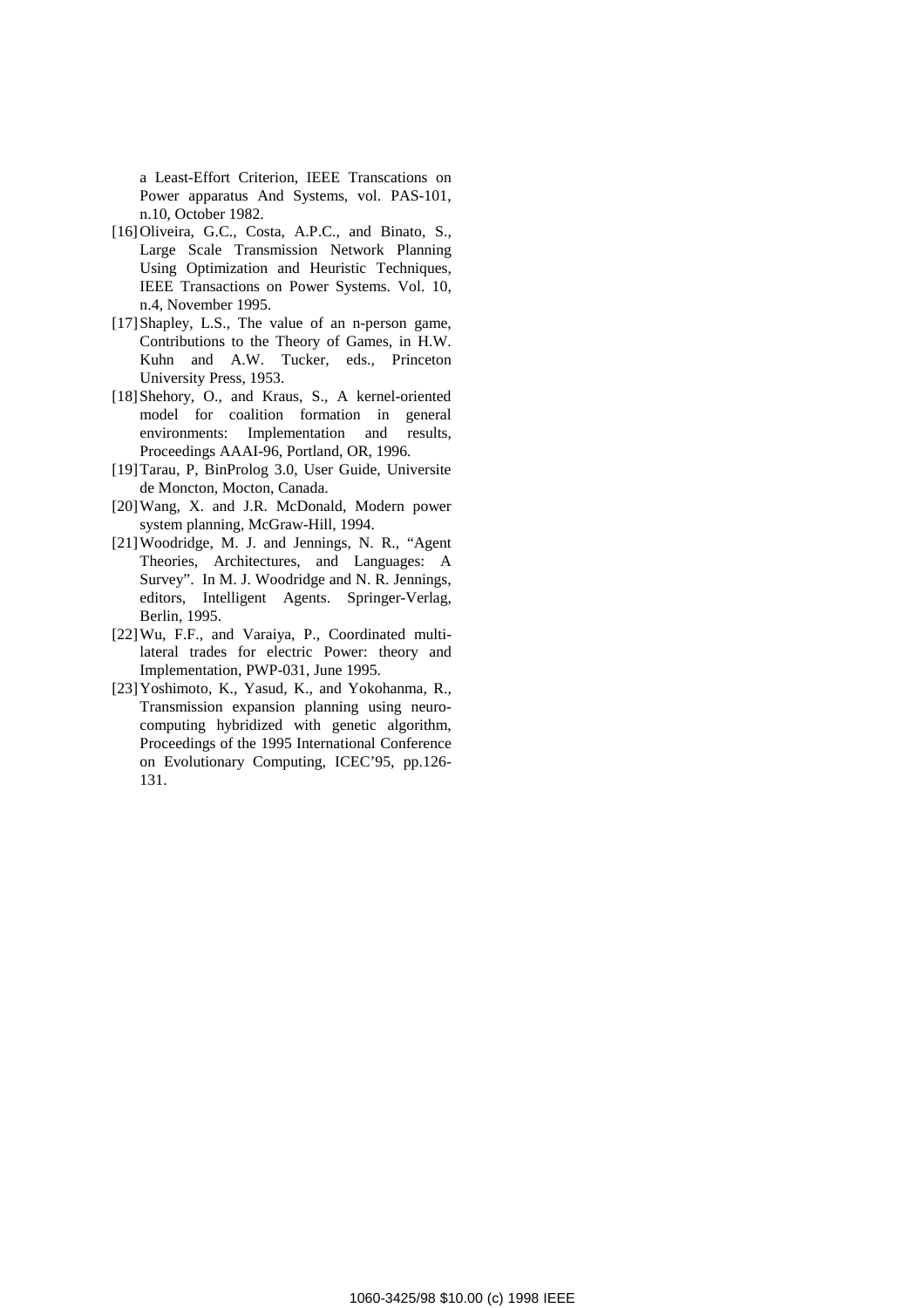a Least-Effort Criterion, IEEE Transcations on Power apparatus And Systems, vol. PAS-101, n.10, October 1982.

[16] Oliveira, G.C., Costa, A.P.C., and Binato, S., Large Scale Transmission Network Planning Using Optimization and Heuristic Techniques, IEEE Transactions on Power Systems. Vol. 10, n.4, November 1995.

[17] Shapley, L.S., The value of an n-person game, Contributions to the Theory of Games, in H.W. Kuhn and A.W. Tucker, eds., Princeton University Press, 1953.

[18] Shehory, O., and Kraus, S., A kernel-oriented model for coalition formation in general environments: Implementation and results, Proceedings AAAI-96, Portland, OR, 1996.

[19] Tarau, P, BinProlog 3.0, User Guide, Universite de Moncton, Mocton, Canada.

[20] Wang, X. and J.R. McDonald, Modern power system planning, McGraw-Hill, 1994.

[21] Woodridge, M. J. and Jennings, N. R., "Agent Theories, Architectures, and Languages: A Survey". In M. J. Woodridge and N. R. Jennings, editors, Intelligent Agents. Springer-Verlag, Berlin, 1995.

[22] Wu, F.F., and Varaiya, P., Coordinated multi-lateral trades for electric Power: theory and Implementation, PWP-031, June 1995.

[23] Yoshimoto, K., Yasud, K., and Yokohanma, R., Transmission expansion planning using neuro-computing hybridized with genetic algorithm, Proceedings of the 1995 International Conference on Evolutionary Computing, ICEC'95, pp.126-131.